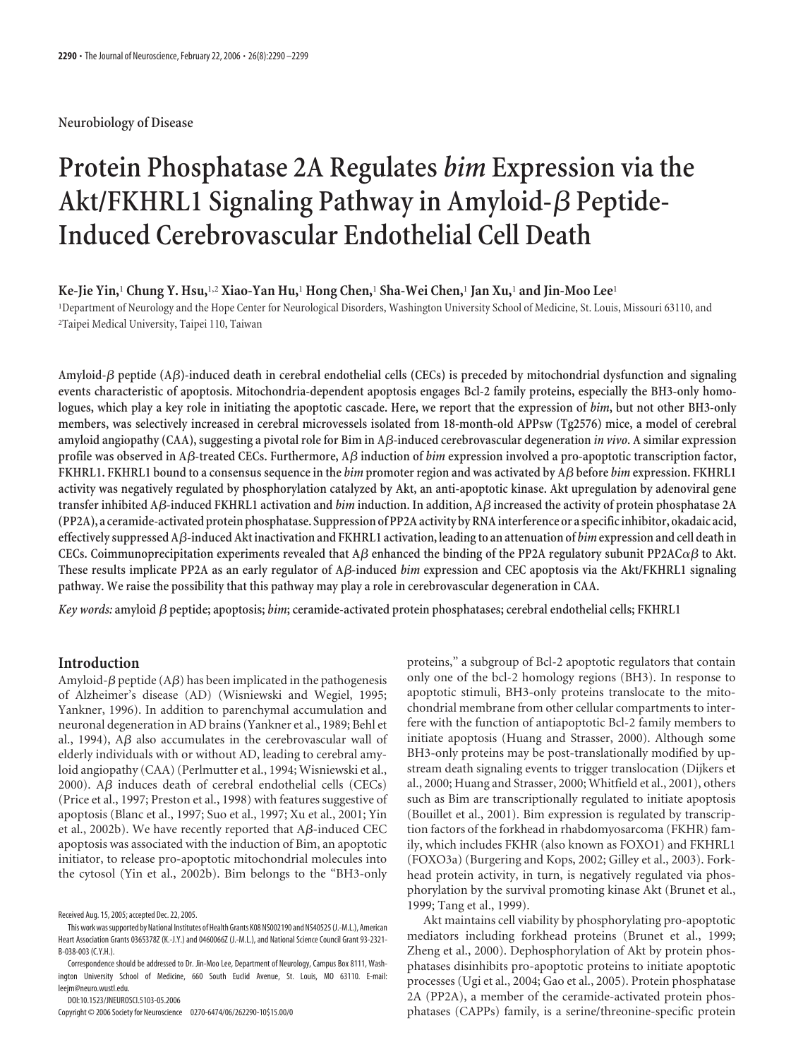Neurobiology of Disease

# Protein Phosphatase 2A Regulates *bim* Expression via the Akt/FKHRL1 Signaling Pathway in Amyloid-β Peptide-Induced Cerebrovascular Endothelial Cell Death

**Ke-Jie Yin,[1] Chung Y. Hsu,[1,2] Xiao-Yan Hu,[1] Hong Chen,[1] Sha-Wei Chen,[1] Jan Xu,[1] and Jin-Moo Lee[1]**

[1]Department of Neurology and the Hope Center for Neurological Disorders, Washington University School of Medicine, St. Louis, Missouri 63110, and [2]Taipei Medical University, Taipei 110, Taiwan

**Amyloid-β peptide (Aβ)-induced death in cerebral endothelial cells (CECs) is preceded by mitochondrial dysfunction and signaling events characteristic of apoptosis. Mitochondria-dependent apoptosis engages Bcl-2 family proteins, especially the BH3-only homologues, which play a key role in initiating the apoptotic cascade. Here, we report that the expression of *bim*, but not other BH3-only members, was selectively increased in cerebral microvessels isolated from 18-month-old APPsw (Tg2576) mice, a model of cerebral amyloid angiopathy (CAA), suggesting a pivotal role for Bim in Aβ-induced cerebrovascular degeneration *in vivo*. A similar expression profile was observed in Aβ-treated CECs. Furthermore, Aβ induction of *bim* expression involved a pro-apoptotic transcription factor, FKHRL1. FKHRL1 bound to a consensus sequence in the *bim* promoter region and was activated by Aβ before *bim* expression. FKHRL1 activity was negatively regulated by phosphorylation catalyzed by Akt, an anti-apoptotic kinase. Akt upregulation by adenoviral gene transfer inhibited Aβ-induced FKHRL1 activation and *bim* induction. In addition, Aβ increased the activity of protein phosphatase 2A (PP2A), a ceramide-activated protein phosphatase. Suppression of PP2A activity by RNA interference or a specific inhibitor, okadaic acid, effectively suppressed Aβ-induced Akt inactivation and FKHRL1 activation, leading to an attenuation of *bim* expression and cell death in CECs. Coimmunoprecipitation experiments revealed that Aβ enhanced the binding of the PP2A regulatory subunit PP2ACαβ to Akt. These results implicate PP2A as an early regulator of Aβ-induced *bim* expression and CEC apoptosis via the Akt/FKHRL1 signaling pathway. We raise the possibility that this pathway may play a role in cerebrovascular degeneration in CAA.**

***Key words:*** **amyloid β peptide; apoptosis; *bim*; ceramide-activated protein phosphatases; cerebral endothelial cells; FKHRL1**

## Introduction

Amyloid-β peptide (Aβ) has been implicated in the pathogenesis of Alzheimer's disease (AD) (Wisniewski and Wegiel, 1995; Yankner, 1996). In addition to parenchymal accumulation and neuronal degeneration in AD brains (Yankner et al., 1989; Behl et al., 1994), Aβ also accumulates in the cerebrovascular wall of elderly individuals with or without AD, leading to cerebral amyloid angiopathy (CAA) (Perlmutter et al., 1994; Wisniewski et al., 2000). Aβ induces death of cerebral endothelial cells (CECs) (Price et al., 1997; Preston et al., 1998) with features suggestive of apoptosis (Blanc et al., 1997; Suo et al., 1997; Xu et al., 2001; Yin et al., 2002b). We have recently reported that Aβ-induced CEC apoptosis was associated with the induction of Bim, an apoptotic initiator, to release pro-apoptotic mitochondrial molecules into the cytosol (Yin et al., 2002b). Bim belongs to the "BH3-only proteins," a subgroup of Bcl-2 apoptotic regulators that contain only one of the bcl-2 homology regions (BH3). In response to apoptotic stimuli, BH3-only proteins translocate to the mitochondrial membrane from other cellular compartments to interfere with the function of antiapoptotic Bcl-2 family members to initiate apoptosis (Huang and Strasser, 2000). Although some BH3-only proteins may be post-translationally modified by upstream death signaling events to trigger translocation (Dijkers et al., 2000; Huang and Strasser, 2000; Whitfield et al., 2001), others such as Bim are transcriptionally regulated to initiate apoptosis (Bouillet et al., 2001). Bim expression is regulated by transcription factors of the forkhead in rhabdomyosarcoma (FKHR) family, which includes FKHR (also known as FOXO1) and FKHRL1 (FOXO3a) (Burgering and Kops, 2002; Gilley et al., 2003). Forkhead protein activity, in turn, is negatively regulated via phosphorylation by the survival promoting kinase Akt (Brunet et al., 1999; Tang et al., 1999).

Akt maintains cell viability by phosphorylating pro-apoptotic mediators including forkhead proteins (Brunet et al., 1999; Zheng et al., 2000). Dephosphorylation of Akt by protein phosphatases disinhibits pro-apoptotic proteins to initiate apoptotic processes (Ugi et al., 2004; Gao et al., 2005). Protein phosphatase 2A (PP2A), a member of the ceramide-activated protein phosphatases (CAPPs) family, is a serine/threonine-specific protein

Received Aug. 15, 2005; accepted Dec. 22, 2005.

This work was supported by National Institutes of Health Grants K08 NS002190 and NS40525 (J.-M.L.), American Heart Association Grants 0365378Z (K.-J.Y.) and 0460066Z (J.-M.L.), and National Science Council Grant 93-2321-B-038-003 (C.Y.H.).

Correspondence should be addressed to Dr. Jin-Moo Lee, Department of Neurology, Campus Box 8111, Washington University School of Medicine, 660 South Euclid Avenue, St. Louis, MO 63110. E-mail: leejm@neuro.wustl.edu.

DOI:10.1523/JNEUROSCI.5103-05.2006

Copyright © 2006 Society for Neuroscience 0270-6474/06/262290-10$15.00/0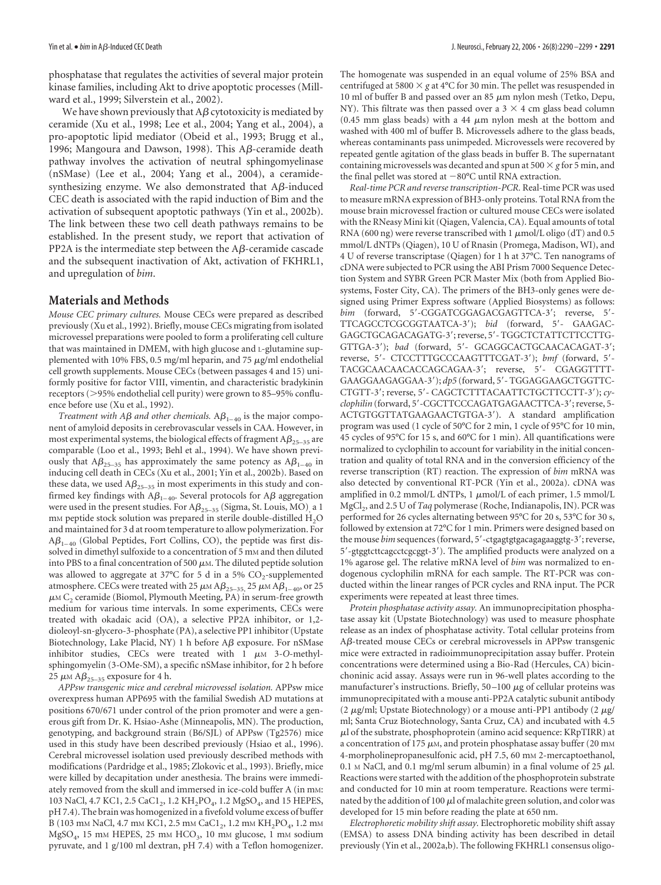phosphatase that regulates the activities of several major protein kinase families, including Akt to drive apoptotic processes (Millward et al., 1999; Silverstein et al., 2002).

We have shown previously that Aβ cytotoxicity is mediated by ceramide (Xu et al., 1998; Lee et al., 2004; Yang et al., 2004), a pro-apoptotic lipid mediator (Obeid et al., 1993; Brugg et al., 1996; Mangoura and Dawson, 1998). This Aβ-ceramide death pathway involves the activation of neutral sphingomyelinase (nSMase) (Lee et al., 2004; Yang et al., 2004), a ceramide-synthesizing enzyme. We also demonstrated that Aβ-induced CEC death is associated with the rapid induction of Bim and the activation of subsequent apoptotic pathways (Yin et al., 2002b). The link between these two cell death pathways remains to be established. In the present study, we report that activation of PP2A is the intermediate step between the Aβ-ceramide cascade and the subsequent inactivation of Akt, activation of FKHRL1, and upregulation of *bim*.

## Materials and Methods

*Mouse CEC primary cultures.* Mouse CECs were prepared as described previously (Xu et al., 1992). Briefly, mouse CECs migrating from isolated microvessel preparations were pooled to form a proliferating cell culture that was maintained in DMEM, with high glucose and L-glutamine supplemented with 10% FBS, 0.5 mg/ml heparin, and 75 μg/ml endothelial cell growth supplements. Mouse CECs (between passages 4 and 15) uniformly positive for factor VIII, vimentin, and characteristic bradykinin receptors (>95% endothelial cell purity) were grown to 85–95% confluence before use (Xu et al., 1992).

*Treatment with Aβ and other chemicals.* $A\beta_{1-40}$ is the major component of amyloid deposits in cerebrovascular vessels in CAA. However, in most experimental systems, the biological effects of fragment $A\beta_{25-35}$ are comparable (Loo et al., 1993; Behl et al., 1994). We have shown previously that $A\beta_{25-35}$ has approximately the same potency as $A\beta_{1-40}$ in inducing cell death in CECs (Xu et al., 2001; Yin et al., 2002b). Based on these data, we used $A\beta_{25-35}$ in most experiments in this study and confirmed key findings with $A\beta_{1-40}$. Several protocols for Aβ aggregation were used in the present studies. For $A\beta_{25-35}$ (Sigma, St. Louis, MO), a 1 mM peptide stock solution was prepared in sterile double-distilled $H_2O$ and maintained for 3 d at room temperature to allow polymerization. For $A\beta_{1-40}$ (Global Peptides, Fort Collins, CO), the peptide was first dissolved in dimethyl sulfoxide to a concentration of 5 mM and then diluted into PBS to a final concentration of 500 μM. The diluted peptide solution was allowed to aggregate at 37°C for 5 d in a 5% $CO_2$-supplemented atmosphere. CECs were treated with 25 μM $A\beta_{25-35}$, 25 μM $A\beta_{1-40}$, or 25 μM $C_2$ ceramide (Biomol, Plymouth Meeting, PA) in serum-free growth medium for various time intervals. In some experiments, CECs were treated with okadaic acid (OA), a selective PP2A inhibitor, or 1,2-dioleoyl-sn-glycero-3-phosphate (PA), a selective PP1 inhibitor (Upstate Biotechnology, Lake Placid, NY) 1 h before Aβ exposure. For nSMase inhibitor studies, CECs were treated with 1 μM 3-*O*-methyl-sphingomyelin (3-OMe-SM), a specific nSMase inhibitor, for 2 h before 25 μM $A\beta_{25-35}$ exposure for 4 h.

*APPsw transgenic mice and cerebral microvessel isolation.* APPsw mice overexpress human APP695 with the familial Swedish AD mutations at positions 670/671 under control of the prion promoter and were a generous gift from Dr. K. Hsiao-Ashe (Minneapolis, MN). The production, genotyping, and background strain (B6/SJL) of APPsw (Tg2576) mice used in this study have been described previously (Hsiao et al., 1996). Cerebral microvessel isolation used previously described methods with modifications (Pardridge et al., 1985; Zlokovic et al., 1993). Briefly, mice were killed by decapitation under anesthesia. The brains were immediately removed from the skull and immersed in ice-cold buffer A (in mM: 103 NaCl, 4.7 KCl, 2.5 $CaCl_2$, 1.2 $KH_2PO_4$, 1.2 $MgSO_4$, and 15 HEPES, pH 7.4). The brain was homogenized in a fivefold volume excess of buffer B (103 mM NaCl, 4.7 mM KCl, 2.5 mM $CaCl_2$, 1.2 mM $KH_2PO_4$, 1.2 mM $MgSO_4$, 15 mM HEPES, 25 mM $HCO_3$, 10 mM glucose, 1 mM sodium pyruvate, and 1 g/100 ml dextran, pH 7.4) with a Teflon homogenizer. The homogenate was suspended in an equal volume of 25% BSA and centrifuged at 5800 × *g* at 4°C for 30 min. The pellet was resuspended in 10 ml of buffer B and passed over an 85 μm nylon mesh (Tetko, Depu, NY). This filtrate was then passed over a 3 × 4 cm glass bead column (0.45 mm glass beads) with a 44 μm nylon mesh at the bottom and washed with 400 ml of buffer B. Microvessels adhere to the glass beads, whereas contaminants pass unimpeded. Microvessels were recovered by repeated gentle agitation of the glass beads in buffer B. The supernatant containing microvessels was decanted and spun at 500 × *g* for 5 min, and the final pellet was stored at −80°C until RNA extraction.

*Real-time PCR and reverse transcription-PCR.* Real-time PCR was used to measure mRNA expression of BH3-only proteins. Total RNA from the mouse brain microvessel fraction or cultured mouse CECs were isolated with the RNeasy Mini kit (Qiagen, Valencia, CA). Equal amounts of total RNA (600 ng) were reverse transcribed with 1 μmol/L oligo (dT) and 0.5 mmol/L dNTPs (Qiagen), 10 U of Rnasin (Promega, Madison, WI), and 4 U of reverse transcriptase (Qiagen) for 1 h at 37°C. Ten nanograms of cDNA were subjected to PCR using the ABI Prism 7000 Sequence Detection System and SYBR Green PCR Master Mix (both from Applied Biosystems, Foster City, CA). The primers of the BH3-only genes were designed using Primer Express software (Applied Biosystems) as follows: *bim* (forward, 5′-CGGATCGGAGACGAGTTCA-3′; reverse, 5′-TTCAGCCTCGCGGTAATCA-3′); *bid* (forward, 5′- GAAGACGAGCTGCAGACAGATG-3′; reverse, 5′- TGGCTCTATTCTTCCTTGGTTGA-3′); *bad* (forward, 5′- GCAGGCACTGCAACACAGAT-3′; reverse, 5′- CTCCTTTGCCCAAGTTTCGAT-3′); *bmf* (forward, 5′-TACGCAACAACACCAGCAGAA-3′; reverse, 5′- CGAGGTTTTGAAGGAAGAGGAA-3′); *dp5* (forward, 5′- TGGAGGAAGCTGGTTCCTGTT-3′; reverse, 5′- CAGCTCTTTACAATTCTGCTTCCTT-3′); *cyclophilin* (forward, 5′-CGCTTCCCAGATGAGAACTTCA-3′; reverse, 5-ACTGTGGTTATGAAGAACTGTGA-3′). A standard amplification program was used (1 cycle of 50°C for 2 min, 1 cycle of 95°C for 10 min, 45 cycles of 95°C for 15 s, and 60°C for 1 min). All quantifications were normalized to cyclophilin to account for variability in the initial concentration and quality of total RNA and in the conversion efficiency of the reverse transcription (RT) reaction. The expression of *bim* mRNA was also detected by conventional RT-PCR (Yin et al., 2002a). cDNA was amplified in 0.2 mmol/L dNTPs, 1 μmol/L of each primer, 1.5 mmol/L $MgCl_2$, and 2.5 U of *Taq* polymerase (Roche, Indianapolis, IN). PCR was performed for 26 cycles alternating between 95°C for 20 s, 53°C for 30 s, followed by extension at 72°C for 1 min. Primers were designed based on the mouse *bim* sequences (forward, 5′-ctgagtgtgacagagaaggtg-3′; reverse, 5′-gtggtcttcagcctcgcggt-3′). The amplified products were analyzed on a 1% agarose gel. The relative mRNA level of *bim* was normalized to endogenous cyclophilin mRNA for each sample. The RT-PCR was conducted within the linear ranges of PCR cycles and RNA input. The PCR experiments were repeated at least three times.

*Protein phosphatase activity assay.* An immunoprecipitation phosphatase assay kit (Upstate Biotechnology) was used to measure phosphate release as an index of phosphatase activity. Total cellular proteins from Aβ-treated mouse CECs or cerebral microvessels in APPsw transgenic mice were extracted in radioimmunoprecipitation assay buffer. Protein concentrations were determined using a Bio-Rad (Hercules, CA) bicinchoninic acid assay. Assays were run in 96-well plates according to the manufacturer's instructions. Briefly, 50–100 μg of cellular proteins was immunoprecipitated with a mouse anti-PP2A catalytic subunit antibody (2 μg/ml; Upstate Biotechnology) or a mouse anti-PP1 antibody (2 μg/ml; Santa Cruz Biotechnology, Santa Cruz, CA) and incubated with 4.5 μl of the substrate, phosphoprotein (amino acid sequence: KRpTIRR) at a concentration of 175 μM, and protein phosphatase assay buffer (20 mM 4-morpholinepropanesulfonic acid, pH 7.5, 60 mM 2-mercaptoethanol, 0.1 M NaCl, and 0.1 mg/ml serum albumin) in a final volume of 25 μl. Reactions were started with the addition of the phosphoprotein substrate and conducted for 10 min at room temperature. Reactions were terminated by the addition of 100 μl of malachite green solution, and color was developed for 15 min before reading the plate at 650 nm.

*Electrophoretic mobility shift assay.* Electrophoretic mobility shift assay (EMSA) to assess DNA binding activity has been described in detail previously (Yin et al., 2002a,b). The following FKHRL1 consensus oligo-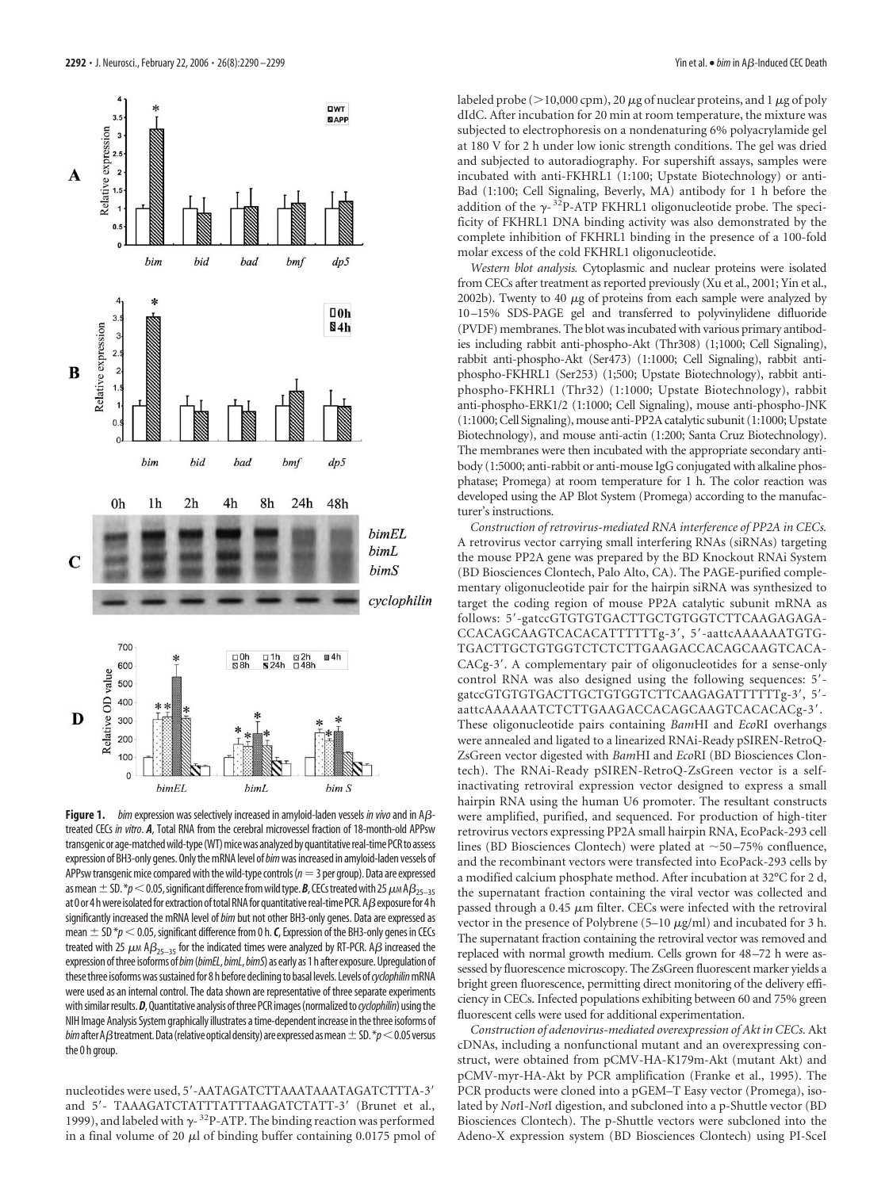**Figure 1.** *bim* expression was selectively increased in amyloid-laden vessels *in vivo* and in Aβ-treated CECs *in vitro*. ***A***, Total RNA from the cerebral microvessel fraction of 18-month-old APPsw transgenic or age-matched wild-type (WT) mice was analyzed by quantitative real-time PCR to assess expression of BH3-only genes. Only the mRNA level of *bim* was increased in amyloid-laden vessels of APPsw transgenic mice compared with the wild-type controls ($n = 3$ per group). Data are expressed as mean ± SD. \*$p < 0.05$, significant difference from wild type. ***B***, CECs treated with 25 $\mu$M A$\beta_{25-35}$ at 0 or 4 h were isolated for extraction of total RNA for quantitative real-time PCR. Aβ exposure for 4 h significantly increased the mRNA level of *bim* but not other BH3-only genes. Data are expressed as mean ± SD \*$p < 0.05$, significant difference from 0 h. ***C***, Expression of the BH3-only genes in CECs treated with 25 $\mu$M A$\beta_{25-35}$ for the indicated times were analyzed by RT-PCR. Aβ increased the expression of three isoforms of *bim* (*bimEL*, *bimL*, *bimS*) as early as 1 h after exposure. Upregulation of these three isoforms was sustained for 8 h before declining to basal levels. Levels of *cyclophilin* mRNA were used as an internal control. The data shown are representative of three separate experiments with similar results. ***D***, Quantitative analysis of three PCR images (normalized to *cyclophilin*) using the NIH Image Analysis System graphically illustrates a time-dependent increase in the three isoforms of *bim* after Aβ treatment. Data (relative optical density) are expressed as mean ± SD. \*$p < 0.05$ versus the 0 h group.

nucleotides were used, 5′-AATAGATCTTAAATAAATAGATCTTTA-3′ and 5′- TAAAGATCTATTTATTTAAGATCTATT-3′ (Brunet et al., 1999), and labeled with $\gamma$-$^{32}$P-ATP. The binding reaction was performed in a final volume of 20 $\mu$l of binding buffer containing 0.0175 pmol of labeled probe (>10,000 cpm), 20 $\mu$g of nuclear proteins, and 1 $\mu$g of poly dIdC. After incubation for 20 min at room temperature, the mixture was subjected to electrophoresis on a nondenaturing 6% polyacrylamide gel at 180 V for 2 h under low ionic strength conditions. The gel was dried and subjected to autoradiography. For supershift assays, samples were incubated with anti-FKHRL1 (1:100; Upstate Biotechnology) or anti-Bad (1:100; Cell Signaling, Beverly, MA) antibody for 1 h before the addition of the $\gamma$-$^{32}$P-ATP FKHRL1 oligonucleotide probe. The specificity of FKHRL1 DNA binding activity was also demonstrated by the complete inhibition of FKHRL1 binding in the presence of a 100-fold molar excess of the cold FKHRL1 oligonucleotide.

*Western blot analysis.* Cytoplasmic and nuclear proteins were isolated from CECs after treatment as reported previously (Xu et al., 2001; Yin et al., 2002b). Twenty to 40 $\mu$g of proteins from each sample were analyzed by 10–15% SDS-PAGE gel and transferred to polyvinylidene difluoride (PVDF) membranes. The blot was incubated with various primary antibodies including rabbit anti-phospho-Akt (Thr308) (1;1000; Cell Signaling), rabbit anti-phospho-Akt (Ser473) (1:1000; Cell Signaling), rabbit anti-phospho-FKHRL1 (Ser253) (1;500; Upstate Biotechnology), rabbit anti-phospho-FKHRL1 (Thr32) (1:1000; Upstate Biotechnology), rabbit anti-phospho-ERK1/2 (1:1000; Cell Signaling), mouse anti-phospho-JNK (1:1000; Cell Signaling), mouse anti-PP2A catalytic subunit (1:1000; Upstate Biotechnology), and mouse anti-actin (1:200; Santa Cruz Biotechnology). The membranes were then incubated with the appropriate secondary antibody (1:5000; anti-rabbit or anti-mouse IgG conjugated with alkaline phosphatase; Promega) at room temperature for 1 h. The color reaction was developed using the AP Blot System (Promega) according to the manufacturer's instructions.

*Construction of retrovirus-mediated RNA interference of PP2A in CECs.* A retrovirus vector carrying small interfering RNAs (siRNAs) targeting the mouse PP2A gene was prepared by the BD Knockout RNAi System (BD Biosciences Clontech, Palo Alto, CA). The PAGE-purified complementary oligonucleotide pair for the hairpin siRNA was synthesized to target the coding region of mouse PP2A catalytic subunit mRNA as follows: 5′-gatccGTGTGTGACTTGCTGTGGTCTTCAAGAGAGACCACAGCAAGTCACACATTTTTTg-3′, 5′-aattcAAAAAATGTGTGACTTGCTGTGGTCTCTCTTGAAGACCACAGCAAGTCACACACg-3′. A complementary pair of oligonucleotides for a sense-only control RNA was also designed using the following sequences: 5′-gatccGTGTGTGACTTGCTGTGGTCTTCAAGAGATTTTTTg-3′, 5′-aattcAAAAAATCTCTTGAAGACCACAGCAAGTCACACACg-3′. These oligonucleotide pairs containing *Bam*HI and *Eco*RI overhangs were annealed and ligated to a linearized RNAi-Ready pSIREN-RetroQ-ZsGreen vector digested with *Bam*HI and *Eco*RI (BD Biosciences Clontech). The RNAi-Ready pSIREN-RetroQ-ZsGreen vector is a self-inactivating retroviral expression vector designed to express a small hairpin RNA using the human U6 promoter. The resultant constructs were amplified, purified, and sequenced. For production of high-titer retrovirus vectors expressing PP2A small hairpin RNA, EcoPack-293 cell lines (BD Biosciences Clontech) were plated at ~50–75% confluence, and the recombinant vectors were transfected into EcoPack-293 cells by a modified calcium phosphate method. After incubation at 32°C for 2 d, the supernatant fraction containing the viral vector was collected and passed through a 0.45 $\mu$m filter. CECs were infected with the retroviral vector in the presence of Polybrene (5–10 $\mu$g/ml) and incubated for 3 h. The supernatant fraction containing the retroviral vector was removed and replaced with normal growth medium. Cells grown for 48–72 h were assessed by fluorescence microscopy. The ZsGreen fluorescent marker yields a bright green fluorescence, permitting direct monitoring of the delivery efficiency in CECs. Infected populations exhibiting between 60 and 75% green fluorescent cells were used for additional experimentation.

*Construction of adenovirus-mediated overexpression of Akt in CECs.* Akt cDNAs, including a nonfunctional mutant and an overexpressing construct, were obtained from pCMV-HA-K179m-Akt (mutant Akt) and pCMV-myr-HA-Akt by PCR amplification (Franke et al., 1995). The PCR products were cloned into a pGEM–T Easy vector (Promega), isolated by *Not*I-*Not*I digestion, and subcloned into a p-Shuttle vector (BD Biosciences Clontech). The p-Shuttle vectors were subcloned into the Adeno-X expression system (BD Biosciences Clontech) using PI-SceI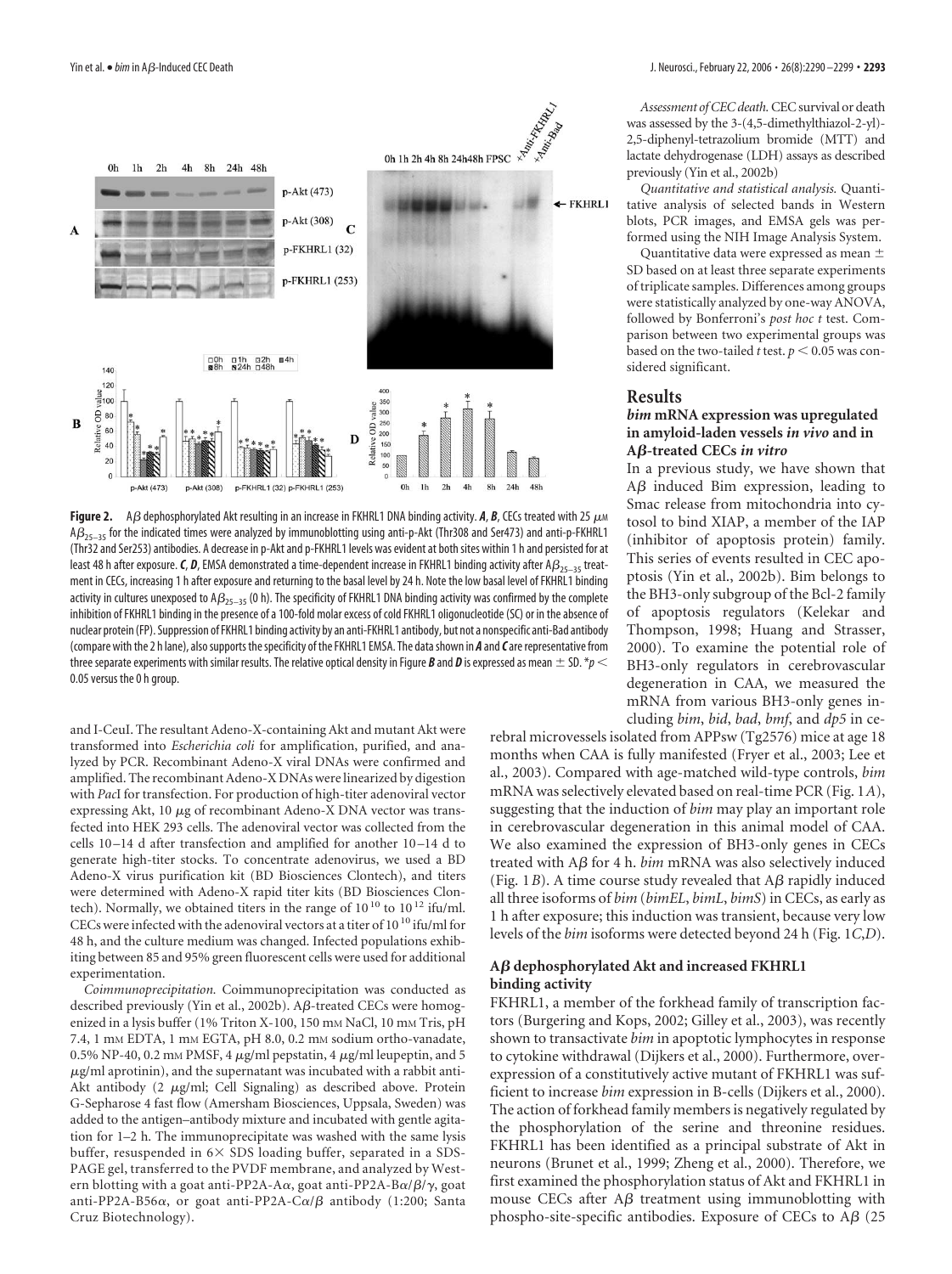**Figure 2.** Aβ dephosphorylated Akt resulting in an increase in FKHRL1 DNA binding activity. ***A***, ***B***, CECs treated with 25 μM $A\beta_{25-35}$ for the indicated times were analyzed by immunoblotting using anti-p-Akt (Thr308 and Ser473) and anti-p-FKHRL1 (Thr32 and Ser253) antibodies. A decrease in p-Akt and p-FKHRL1 levels was evident at both sites within 1 h and persisted for at least 48 h after exposure. ***C***, ***D***, EMSA demonstrated a time-dependent increase in FKHRL1 binding activity after $A\beta_{25-35}$ treatment in CECs, increasing 1 h after exposure and returning to the basal level by 24 h. Note the low basal level of FKHRL1 binding activity in cultures unexposed to $A\beta_{25-35}$ (0 h). The specificity of FKHRL1 DNA binding activity was confirmed by the complete inhibition of FKHRL1 binding in the presence of a 100-fold molar excess of cold FKHRL1 oligonucleotide (SC) or in the absence of nuclear protein (FP). Suppression of FKHRL1 binding activity by an anti-FKHRL1 antibody, but not a nonspecific anti-Bad antibody (compare with the 2 h lane), also supports the specificity of the FKHRL1 EMSA. The data shown in ***A*** and ***C*** are representative from three separate experiments with similar results. The relative optical density in Figure ***B*** and ***D*** is expressed as mean ± SD. $^{*}p < 0.05$ versus the 0 h group.

and I-CeuI. The resultant Adeno-X-containing Akt and mutant Akt were transformed into *Escherichia coli* for amplification, purified, and analyzed by PCR. Recombinant Adeno-X viral DNAs were confirmed and amplified. The recombinant Adeno-X DNAs were linearized by digestion with *Pac*I for transfection. For production of high-titer adenoviral vector expressing Akt, 10 μg of recombinant Adeno-X DNA vector was transfected into HEK 293 cells. The adenoviral vector was collected from the cells 10–14 d after transfection and amplified for another 10–14 d to generate high-titer stocks. To concentrate adenovirus, we used a BD Adeno-X virus purification kit (BD Biosciences Clontech), and titers were determined with Adeno-X rapid titer kits (BD Biosciences Clontech). Normally, we obtained titers in the range of $10^{10}$ to $10^{12}$ ifu/ml. CECs were infected with the adenoviral vectors at a titer of $10^{10}$ ifu/ml for 48 h, and the culture medium was changed. Infected populations exhibiting between 85 and 95% green fluorescent cells were used for additional experimentation.

*Coimmunoprecipitation.* Coimmunoprecipitation was conducted as described previously (Yin et al., 2002b). Aβ-treated CECs were homogenized in a lysis buffer (1% Triton X-100, 150 mM NaCl, 10 mM Tris, pH 7.4, 1 mM EDTA, 1 mM EGTA, pH 8.0, 0.2 mM sodium ortho-vanadate, 0.5% NP-40, 0.2 mM PMSF, 4 μg/ml pepstatin, 4 μg/ml leupeptin, and 5 μg/ml aprotinin), and the supernatant was incubated with a rabbit anti-Akt antibody (2 μg/ml; Cell Signaling) as described above. Protein G-Sepharose 4 fast flow (Amersham Biosciences, Uppsala, Sweden) was added to the antigen–antibody mixture and incubated with gentle agitation for 1–2 h. The immunoprecipitate was washed with the same lysis buffer, resuspended in 6× SDS loading buffer, separated in a SDS-PAGE gel, transferred to the PVDF membrane, and analyzed by Western blotting with a goat anti-PP2A-Aα, goat anti-PP2A-Bα/β/γ, goat anti-PP2A-B56α, or goat anti-PP2A-Cα/β antibody (1:200; Santa Cruz Biotechnology).

*Assessment of CEC death.* CEC survival or death was assessed by the 3-(4,5-dimethylthiazol-2-yl)-2,5-diphenyl-tetrazolium bromide (MTT) and lactate dehydrogenase (LDH) assays as described previously (Yin et al., 2002b)

*Quantitative and statistical analysis.* Quantitative analysis of selected bands in Western blots, PCR images, and EMSA gels was performed using the NIH Image Analysis System.

Quantitative data were expressed as mean ± SD based on at least three separate experiments of triplicate samples. Differences among groups were statistically analyzed by one-way ANOVA, followed by Bonferroni's *post hoc t* test. Comparison between two experimental groups was based on the two-tailed *t* test. $p < 0.05$ was considered significant.

## Results

### *bim* mRNA expression was upregulated in amyloid-laden vessels *in vivo* and in Aβ-treated CECs *in vitro*

In a previous study, we have shown that Aβ induced Bim expression, leading to Smac release from mitochondria into cytosol to bind XIAP, a member of the IAP (inhibitor of apoptosis protein) family. This series of events resulted in CEC apoptosis (Yin et al., 2002b). Bim belongs to the BH3-only subgroup of the Bcl-2 family of apoptosis regulators (Kelekar and Thompson, 1998; Huang and Strasser, 2000). To examine the potential role of BH3-only regulators in cerebrovascular degeneration in CAA, we measured the mRNA from various BH3-only genes including *bim*, *bid*, *bad*, *bmf*, and *dp5* in cerebral microvessels isolated from APPsw (Tg2576) mice at age 18 months when CAA is fully manifested (Fryer et al., 2003; Lee et al., 2003). Compared with age-matched wild-type controls, *bim* mRNA was selectively elevated based on real-time PCR (Fig. 1*A*), suggesting that the induction of *bim* may play an important role in cerebrovascular degeneration in this animal model of CAA. We also examined the expression of BH3-only genes in CECs treated with Aβ for 4 h. *bim* mRNA was also selectively induced (Fig. 1*B*). A time course study revealed that Aβ rapidly induced all three isoforms of *bim* (*bimEL*, *bimL*, *bimS*) in CECs, as early as 1 h after exposure; this induction was transient, because very low levels of the *bim* isoforms were detected beyond 24 h (Fig. 1*C*,*D*).

### Aβ dephosphorylated Akt and increased FKHRL1 binding activity

FKHRL1, a member of the forkhead family of transcription factors (Burgering and Kops, 2002; Gilley et al., 2003), was recently shown to transactivate *bim* in apoptotic lymphocytes in response to cytokine withdrawal (Dijkers et al., 2000). Furthermore, overexpression of a constitutively active mutant of FKHRL1 was sufficient to increase *bim* expression in B-cells (Dijkers et al., 2000). The action of forkhead family members is negatively regulated by the phosphorylation of the serine and threonine residues. FKHRL1 has been identified as a principal substrate of Akt in neurons (Brunet et al., 1999; Zheng et al., 2000). Therefore, we first examined the phosphorylation status of Akt and FKHRL1 in mouse CECs after Aβ treatment using immunoblotting with phospho-site-specific antibodies. Exposure of CECs to Aβ (25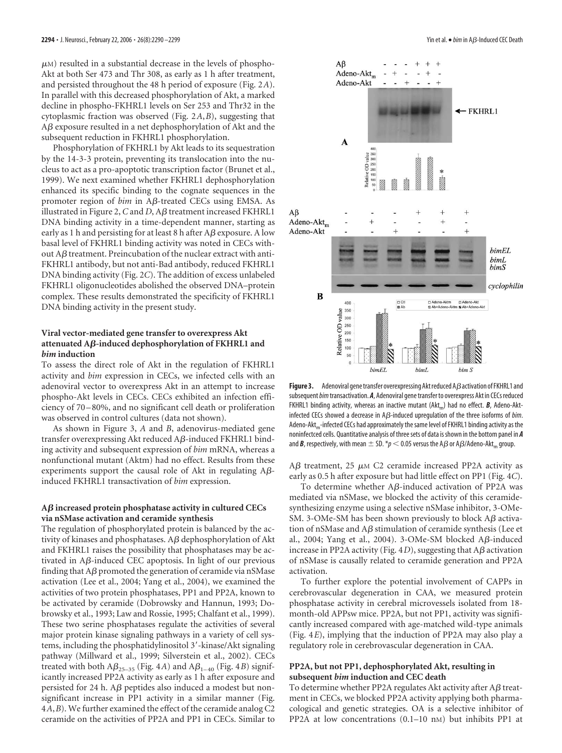μM) resulted in a substantial decrease in the levels of phospho-Akt at both Ser 473 and Thr 308, as early as 1 h after treatment, and persisted throughout the 48 h period of exposure (Fig. 2*A*). In parallel with this decreased phosphorylation of Akt, a marked decline in phospho-FKHRL1 levels on Ser 253 and Thr32 in the cytoplasmic fraction was observed (Fig. 2*A*,*B*), suggesting that Aβ exposure resulted in a net dephosphorylation of Akt and the subsequent reduction in FKHRL1 phosphorylation.

Phosphorylation of FKHRL1 by Akt leads to its sequestration by the 14-3-3 protein, preventing its translocation into the nucleus to act as a pro-apoptotic transcription factor (Brunet et al., 1999). We next examined whether FKHRL1 dephosphorylation enhanced its specific binding to the cognate sequences in the promoter region of *bim* in Aβ-treated CECs using EMSA. As illustrated in Figure 2, *C* and *D*, Aβ treatment increased FKHRL1 DNA binding activity in a time-dependent manner, starting as early as 1 h and persisting for at least 8 h after Aβ exposure. A low basal level of FKHRL1 binding activity was noted in CECs without Aβ treatment. Preincubation of the nuclear extract with anti-FKHRL1 antibody, but not anti-Bad antibody, reduced FKHRL1 DNA binding activity (Fig. 2*C*). The addition of excess unlabeled FKHRL1 oligonucleotides abolished the observed DNA–protein complex. These results demonstrated the specificity of FKHRL1 DNA binding activity in the present study.

### Viral vector-mediated gene transfer to overexpress Akt attenuated Aβ-induced dephosphorylation of FKHRL1 and *bim* induction

To assess the direct role of Akt in the regulation of FKHRL1 activity and *bim* expression in CECs, we infected cells with an adenoviral vector to overexpress Akt in an attempt to increase phospho-Akt levels in CECs. CECs exhibited an infection efficiency of 70–80%, and no significant cell death or proliferation was observed in control cultures (data not shown).

As shown in Figure 3, *A* and *B*, adenovirus-mediated gene transfer overexpressing Akt reduced Aβ-induced FKHRL1 binding activity and subsequent expression of *bim* mRNA, whereas a nonfunctional mutant (Aktm) had no effect. Results from these experiments support the causal role of Akt in regulating Aβ-induced FKHRL1 transactivation of *bim* expression.

### Aβ increased protein phosphatase activity in cultured CECs via nSMase activation and ceramide synthesis

The regulation of phosphorylated protein is balanced by the activity of kinases and phosphatases. Aβ dephosphorylation of Akt and FKHRL1 raises the possibility that phosphatases may be activated in Aβ-induced CEC apoptosis. In light of our previous finding that Aβ promoted the generation of ceramide via nSMase activation (Lee et al., 2004; Yang et al., 2004), we examined the activities of two protein phosphatases, PP1 and PP2A, known to be activated by ceramide (Dobrowsky and Hannun, 1993; Dobrowsky et al., 1993; Law and Rossie, 1995; Chalfant et al., 1999). These two serine phosphatases regulate the activities of several major protein kinase signaling pathways in a variety of cell systems, including the phosphatidylinositol 3′-kinase/Akt signaling pathway (Millward et al., 1999; Silverstein et al., 2002). CECs treated with both $A\beta_{25-35}$ (Fig. 4*A*) and $A\beta_{1-40}$ (Fig. 4*B*) significantly increased PP2A activity as early as 1 h after exposure and persisted for 24 h. Aβ peptides also induced a modest but nonsignificant increase in PP1 activity in a similar manner (Fig. 4*A*,*B*). We further examined the effect of the ceramide analog C2 ceramide on the activities of PP2A and PP1 in CECs. Similar to Aβ treatment, 25 μM C2 ceramide increased PP2A activity as early as 0.5 h after exposure but had little effect on PP1 (Fig. 4*C*).

To determine whether Aβ-induced activation of PP2A was mediated via nSMase, we blocked the activity of this ceramide-synthesizing enzyme using a selective nSMase inhibitor, 3-OMe-SM. 3-OMe-SM has been shown previously to block Aβ activation of nSMase and Aβ stimulation of ceramide synthesis (Lee et al., 2004; Yang et al., 2004). 3-OMe-SM blocked Aβ-induced increase in PP2A activity (Fig. 4*D*), suggesting that Aβ activation of nSMase is causally related to ceramide generation and PP2A activation.

To further explore the potential involvement of CAPPs in cerebrovascular degeneration in CAA, we measured protein phosphatase activity in cerebral microvessels isolated from 18-month-old APPsw mice. PP2A, but not PP1, activity was significantly increased compared with age-matched wild-type animals (Fig. 4*E*), implying that the induction of PP2A may also play a regulatory role in cerebrovascular degeneration in CAA.

### PP2A, but not PP1, dephosphorylated Akt, resulting in subsequent *bim* induction and CEC death

To determine whether PP2A regulates Akt activity after Aβ treatment in CECs, we blocked PP2A activity applying both pharmacological and genetic strategies. OA is a selective inhibitor of PP2A at low concentrations (0.1–10 nM) but inhibits PP1 at

**Figure 3.** Adenoviral gene transfer overexpressing Akt reduced Aβ activation of FKHRL1 and subsequent *bim* transactivation. ***A***, Adenoviral gene transfer to overexpress Akt in CECs reduced FKHRL1 binding activity, whereas an inactive mutant ($Akt_m$) had no effect. ***B***, Adeno-Akt-infected CECs showed a decrease in Aβ-induced upregulation of the three isoforms of *bim*. Adeno-$Akt_m$-infected CECs had approximately the same level of FKHRL1 binding activity as the noninfectced cells. Quantitative analysis of three sets of data is shown in the bottom panel in ***A*** and ***B***, respectively, with mean ± SD. $*p < 0.05$ versus the Aβ or Aβ/Adeno-$Akt_m$ group.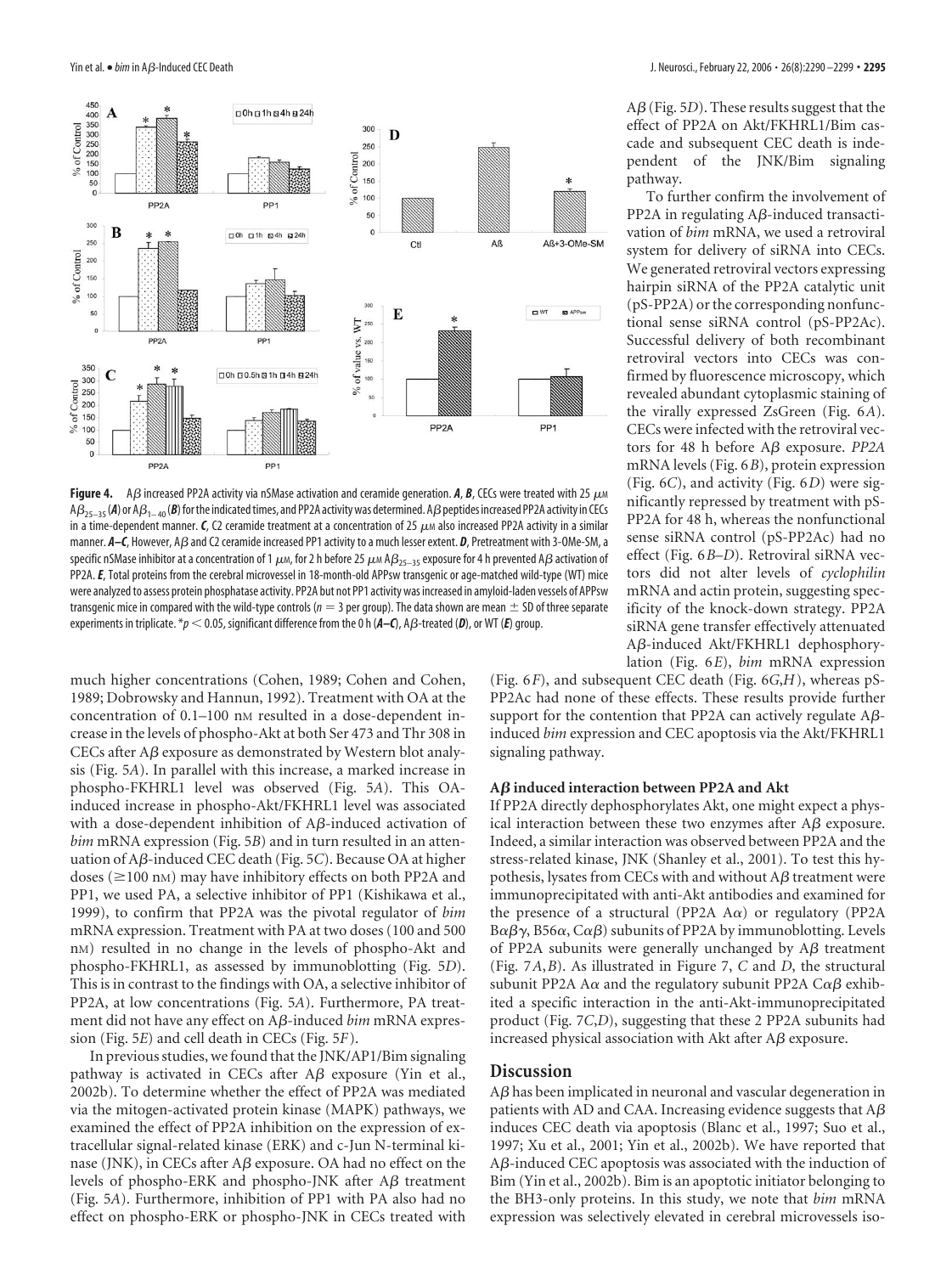**Figure 4.** Aβ increased PP2A activity via nSMase activation and ceramide generation. ***A***, ***B***, CECs were treated with 25 μM $A\beta_{25-35}$ (***A***) or $A\beta_{1-40}$ (***B***) for the indicated times, and PP2A activity was determined. Aβ peptides increased PP2A activity in CECs in a time-dependent manner. ***C***, C2 ceramide treatment at a concentration of 25 μM also increased PP2A activity in a similar manner. ***A–C***, However, Aβ and C2 ceramide increased PP1 activity to a much lesser extent. ***D***, Pretreatment with 3-OMe-SM, a specific nSMase inhibitor at a concentration of 1 μM, for 2 h before 25 μM $A\beta_{25-35}$ exposure for 4 h prevented Aβ activation of PP2A. ***E***, Total proteins from the cerebral microvessel in 18-month-old APPsw transgenic or age-matched wild-type (WT) mice were analyzed to assess protein phosphatase activity. PP2A but not PP1 activity was increased in amyloid-laden vessels of APPsw transgenic mice in compared with the wild-type controls ($n = 3$ per group). The data shown are mean ± SD of three separate experiments in triplicate. *$p < 0.05$, significant difference from the 0 h (***A–C***), Aβ-treated (***D***), or WT (***E***) group.

much higher concentrations (Cohen, 1989; Cohen and Cohen, 1989; Dobrowsky and Hannun, 1992). Treatment with OA at the concentration of 0.1–100 nM resulted in a dose-dependent increase in the levels of phospho-Akt at both Ser 473 and Thr 308 in CECs after Aβ exposure as demonstrated by Western blot analysis (Fig. 5*A*). In parallel with this increase, a marked increase in phospho-FKHRL1 level was observed (Fig. 5*A*). This OA-induced increase in phospho-Akt/FKHRL1 level was associated with a dose-dependent inhibition of Aβ-induced activation of *bim* mRNA expression (Fig. 5*B*) and in turn resulted in an attenuation of Aβ-induced CEC death (Fig. 5*C*). Because OA at higher doses (≥100 nM) may have inhibitory effects on both PP2A and PP1, we used PA, a selective inhibitor of PP1 (Kishikawa et al., 1999), to confirm that PP2A was the pivotal regulator of *bim* mRNA expression. Treatment with PA at two doses (100 and 500 nM) resulted in no change in the levels of phospho-Akt and phospho-FKHRL1, as assessed by immunoblotting (Fig. 5*D*). This is in contrast to the findings with OA, a selective inhibitor of PP2A, at low concentrations (Fig. 5*A*). Furthermore, PA treatment did not have any effect on Aβ-induced *bim* mRNA expression (Fig. 5*E*) and cell death in CECs (Fig. 5*F*).

In previous studies, we found that the JNK/AP1/Bim signaling pathway is activated in CECs after Aβ exposure (Yin et al., 2002b). To determine whether the effect of PP2A was mediated via the mitogen-activated protein kinase (MAPK) pathways, we examined the effect of PP2A inhibition on the expression of extracellular signal-related kinase (ERK) and c-Jun N-terminal kinase (JNK), in CECs after Aβ exposure. OA had no effect on the levels of phospho-ERK and phospho-JNK after Aβ treatment (Fig. 5*A*). Furthermore, inhibition of PP1 with PA also had no effect on phospho-ERK or phospho-JNK in CECs treated with Aβ (Fig. 5*D*). These results suggest that the effect of PP2A on Akt/FKHRL1/Bim cascade and subsequent CEC death is independent of the JNK/Bim signaling pathway.

To further confirm the involvement of PP2A in regulating Aβ-induced transactivation of *bim* mRNA, we used a retroviral system for delivery of siRNA into CECs. We generated retroviral vectors expressing hairpin siRNA of the PP2A catalytic unit (pS-PP2A) or the corresponding nonfunctional sense siRNA control (pS-PP2Ac). Successful delivery of both recombinant retroviral vectors into CECs was confirmed by fluorescence microscopy, which revealed abundant cytoplasmic staining of the virally expressed ZsGreen (Fig. 6*A*). CECs were infected with the retroviral vectors for 48 h before Aβ exposure. *PP2A* mRNA levels (Fig. 6*B*), protein expression (Fig. 6*C*), and activity (Fig. 6*D*) were significantly repressed by treatment with pS-PP2A for 48 h, whereas the nonfunctional sense siRNA control (pS-PP2Ac) had no effect (Fig. 6*B–D*). Retroviral siRNA vectors did not alter levels of *cyclophilin* mRNA and actin protein, suggesting specificity of the knock-down strategy. PP2A siRNA gene transfer effectively attenuated Aβ-induced Akt/FKHRL1 dephosphorylation (Fig. 6*E*), *bim* mRNA expression (Fig. 6*F*), and subsequent CEC death (Fig. 6*G,H*), whereas pS-PP2Ac had none of these effects. These results provide further support for the contention that PP2A can actively regulate Aβ-induced *bim* expression and CEC apoptosis via the Akt/FKHRL1 signaling pathway.

### Aβ induced interaction between PP2A and Akt

If PP2A directly dephosphorylates Akt, one might expect a physical interaction between these two enzymes after Aβ exposure. Indeed, a similar interaction was observed between PP2A and the stress-related kinase, JNK (Shanley et al., 2001). To test this hypothesis, lysates from CECs with and without Aβ treatment were immunoprecipitated with anti-Akt antibodies and examined for the presence of a structural (PP2A Aα) or regulatory (PP2A Bαβγ, B56α, Cαβ) subunits of PP2A by immunoblotting. Levels of PP2A subunits were generally unchanged by Aβ treatment (Fig. 7*A,B*). As illustrated in Figure 7, *C* and *D*, the structural subunit PP2A Aα and the regulatory subunit PP2A Cαβ exhibited a specific interaction in the anti-Akt-immunoprecipitated product (Fig. 7*C,D*), suggesting that these 2 PP2A subunits had increased physical association with Akt after Aβ exposure.

## Discussion

Aβ has been implicated in neuronal and vascular degeneration in patients with AD and CAA. Increasing evidence suggests that Aβ induces CEC death via apoptosis (Blanc et al., 1997; Suo et al., 1997; Xu et al., 2001; Yin et al., 2002b). We have reported that Aβ-induced CEC apoptosis was associated with the induction of Bim (Yin et al., 2002b). Bim is an apoptotic initiator belonging to the BH3-only proteins. In this study, we note that *bim* mRNA expression was selectively elevated in cerebral microvessels iso-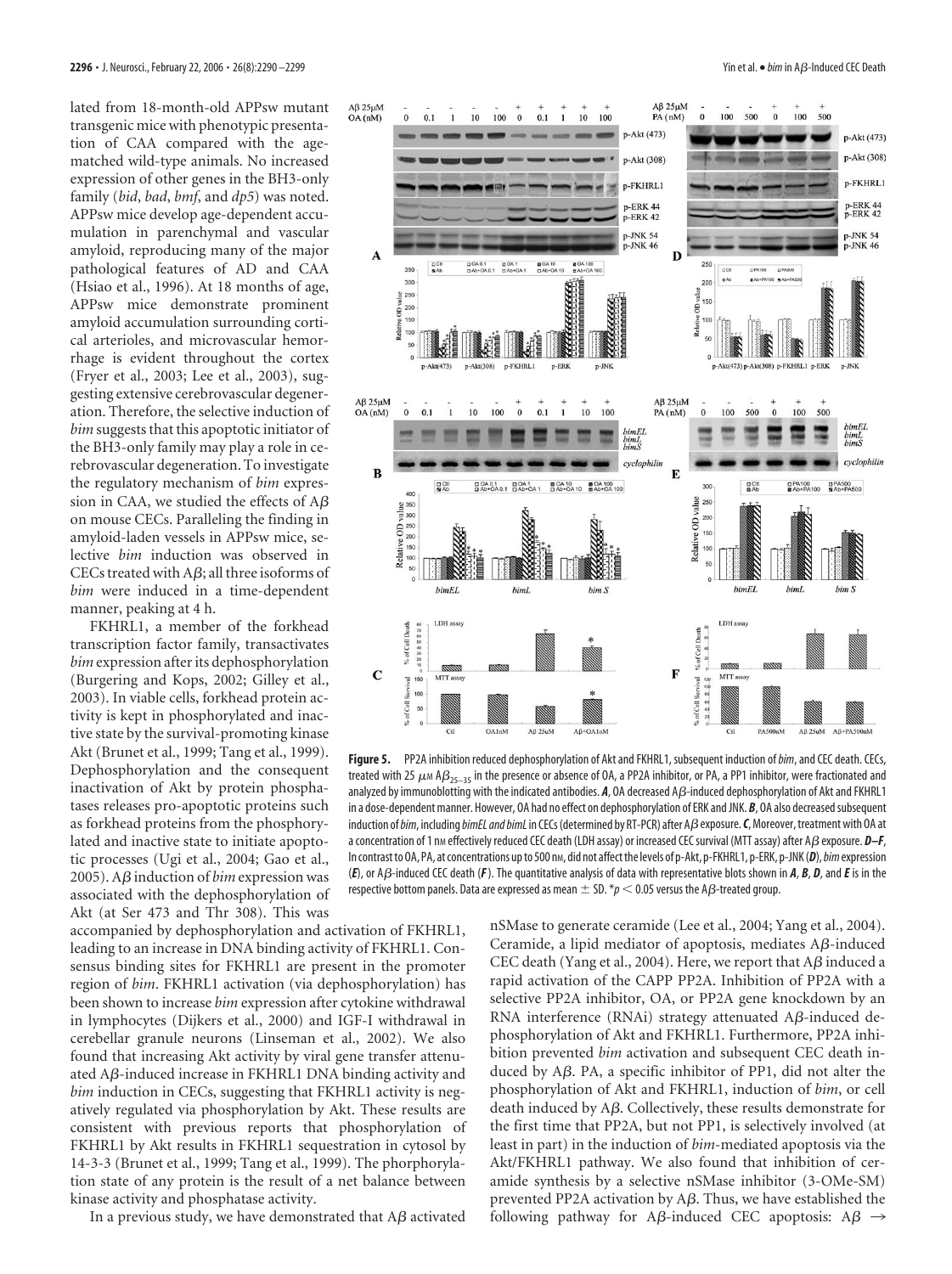lated from 18-month-old APPsw mutant transgenic mice with phenotypic presentation of CAA compared with the age-matched wild-type animals. No increased expression of other genes in the BH3-only family (*bid*, *bad*, *bmf*, and *dp5*) was noted. APPsw mice develop age-dependent accumulation in parenchymal and vascular amyloid, reproducing many of the major pathological features of AD and CAA (Hsiao et al., 1996). At 18 months of age, APPsw mice demonstrate prominent amyloid accumulation surrounding cortical arterioles, and microvascular hemorrhage is evident throughout the cortex (Fryer et al., 2003; Lee et al., 2003), suggesting extensive cerebrovascular degeneration. Therefore, the selective induction of *bim* suggests that this apoptotic initiator of the BH3-only family may play a role in cerebrovascular degeneration. To investigate the regulatory mechanism of *bim* expression in CAA, we studied the effects of Aβ on mouse CECs. Paralleling the finding in amyloid-laden vessels in APPsw mice, selective *bim* induction was observed in CECs treated with Aβ; all three isoforms of *bim* were induced in a time-dependent manner, peaking at 4 h.

FKHRL1, a member of the forkhead transcription factor family, transactivates *bim* expression after its dephosphorylation (Burgering and Kops, 2002; Gilley et al., 2003). In viable cells, forkhead protein activity is kept in phosphorylated and inactive state by the survival-promoting kinase Akt (Brunet et al., 1999; Tang et al., 1999). Dephosphorylation and the consequent inactivation of Akt by protein phosphatases releases pro-apoptotic proteins such as forkhead proteins from the phosphorylated and inactive state to initiate apoptotic processes (Ugi et al., 2004; Gao et al., 2005). Aβ induction of *bim* expression was associated with the dephosphorylation of Akt (at Ser 473 and Thr 308). This was accompanied by dephosphorylation and activation of FKHRL1, leading to an increase in DNA binding activity of FKHRL1. Consensus binding sites for FKHRL1 are present in the promoter region of *bim*. FKHRL1 activation (via dephosphorylation) has been shown to increase *bim* expression after cytokine withdrawal in lymphocytes (Dijkers et al., 2000) and IGF-I withdrawal in cerebellar granule neurons (Linseman et al., 2002). We also found that increasing Akt activity by viral gene transfer attenuated Aβ-induced increase in FKHRL1 DNA binding activity and *bim* induction in CECs, suggesting that FKHRL1 activity is negatively regulated via phosphorylation by Akt. These results are consistent with previous reports that phosphorylation of FKHRL1 by Akt results in FKHRL1 sequestration in cytosol by 14-3-3 (Brunet et al., 1999; Tang et al., 1999). The phorphorylation state of any protein is the result of a net balance between kinase activity and phosphatase activity.

In a previous study, we have demonstrated that Aβ activated nSMase to generate ceramide (Lee et al., 2004; Yang et al., 2004). Ceramide, a lipid mediator of apoptosis, mediates Aβ-induced CEC death (Yang et al., 2004). Here, we report that Aβ induced a rapid activation of the CAPP PP2A. Inhibition of PP2A with a selective PP2A inhibitor, OA, or PP2A gene knockdown by an RNA interference (RNAi) strategy attenuated Aβ-induced dephosphorylation of Akt and FKHRL1. Furthermore, PP2A inhibition prevented *bim* activation and subsequent CEC death induced by Aβ. PA, a specific inhibitor of PP1, did not alter the phosphorylation of Akt and FKHRL1, induction of *bim*, or cell death induced by Aβ. Collectively, these results demonstrate for the first time that PP2A, but not PP1, is selectively involved (at least in part) in the induction of *bim*-mediated apoptosis via the Akt/FKHRL1 pathway. We also found that inhibition of ceramide synthesis by a selective nSMase inhibitor (3-OMe-SM) prevented PP2A activation by Aβ. Thus, we have established the following pathway for Aβ-induced CEC apoptosis: Aβ →

**Figure 5.** PP2A inhibition reduced dephosphorylation of Akt and FKHRL1, subsequent induction of *bim*, and CEC death. CECs, treated with 25 μM $A\beta_{25-35}$ in the presence or absence of OA, a PP2A inhibitor, or PA, a PP1 inhibitor, were fractionated and analyzed by immunoblotting with the indicated antibodies. ***A***, OA decreased Aβ-induced dephosphorylation of Akt and FKHRL1 in a dose-dependent manner. However, OA had no effect on dephosphorylation of ERK and JNK. ***B***, OA also decreased subsequent induction of *bim*, including *bimEL and bimL* in CECs (determined by RT-PCR) after Aβ exposure. ***C***, Moreover, treatment with OA at a concentration of 1 nM effectively reduced CEC death (LDH assay) or increased CEC survival (MTT assay) after Aβ exposure. ***D–F***, In contrast to OA, PA, at concentrations up to 500 nM, did not affect the levels of p-Akt, p-FKHRL1, p-ERK, p-JNK (***D***), *bim* expression (***E***), or Aβ-induced CEC death (***F***). The quantitative analysis of data with representative blots shown in ***A***, ***B***, ***D***, and ***E*** is in the respective bottom panels. Data are expressed as mean ± SD. $^*p < 0.05$ versus the Aβ-treated group.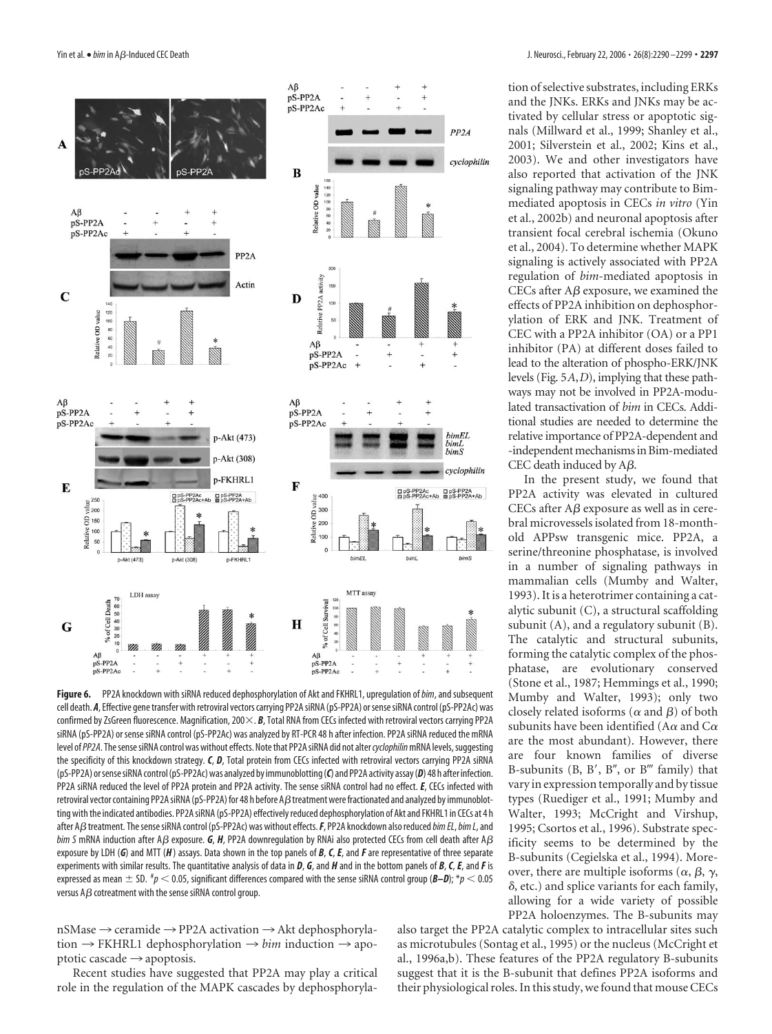**Figure 6.** PP2A knockdown with siRNA reduced dephosphorylation of Akt and FKHRL1, upregulation of *bim*, and subsequent cell death. ***A***, Effective gene transfer with retroviral vectors carrying PP2A siRNA (pS-PP2A) or sense siRNA control (pS-PP2Ac) was confirmed by ZsGreen fluorescence. Magnification, 200×. ***B***, Total RNA from CECs infected with retroviral vectors carrying PP2A siRNA (pS-PP2A) or sense siRNA control (pS-PP2Ac) was analyzed by RT-PCR 48 h after infection. PP2A siRNA reduced the mRNA level of *PP2A*. The sense siRNA control was without effects. Note that PP2A siRNA did not alter *cyclophilin* mRNA levels, suggesting the specificity of this knockdown strategy. ***C***, ***D***, Total protein from CECs infected with retroviral vectors carrying PP2A siRNA (pS-PP2A) or sense siRNA control (pS-PP2Ac) was analyzed by immunoblotting (***C***) and PP2A activity assay (***D***) 48 h after infection. PP2A siRNA reduced the level of PP2A protein and PP2A activity. The sense siRNA control had no effect. ***E***, CECs infected with retroviral vector containing PP2A siRNA (pS-PP2A) for 48 h before Aβ treatment were fractionated and analyzed by immunoblotting with the indicated antibodies. PP2A siRNA (pS-PP2A) effectively reduced dephosphorylation of Akt and FKHRL1 in CECs at 4 h after Aβ treatment. The sense siRNA control (pS-PP2Ac) was without effects. ***F***, PP2A knockdown also reduced *bim EL*, *bim L*, and *bim S* mRNA induction after Aβ exposure. ***G***, ***H***, PP2A downregulation by RNAi also protected CECs from cell death after Aβ exposure by LDH (***G***) and MTT (***H***) assays. Data shown in the top panels of ***B***, ***C***, ***E***, and ***F*** are representative of three separate experiments with similar results. The quantitative analysis of data in ***D***, ***G***, and ***H*** and in the bottom panels of ***B***, ***C***, ***E***, and ***F*** is expressed as mean ± SD. [#]$p < 0.05$, significant differences compared with the sense siRNA control group (***B–D***); *$p < 0.05$ versus Aβ cotreatment with the sense siRNA control group.

nSMase → ceramide → PP2A activation → Akt dephosphorylation → FKHRL1 dephosphorylation → *bim* induction → apoptotic cascade → apoptosis.

Recent studies have suggested that PP2A may play a critical role in the regulation of the MAPK cascades by dephosphorylation of selective substrates, including ERKs and the JNKs. ERKs and JNKs may be activated by cellular stress or apoptotic signals (Millward et al., 1999; Shanley et al., 2001; Silverstein et al., 2002; Kins et al., 2003). We and other investigators have also reported that activation of the JNK signaling pathway may contribute to Bim-mediated apoptosis in CECs *in vitro* (Yin et al., 2002b) and neuronal apoptosis after transient focal cerebral ischemia (Okuno et al., 2004). To determine whether MAPK signaling is actively associated with PP2A regulation of *bim*-mediated apoptosis in CECs after Aβ exposure, we examined the effects of PP2A inhibition on dephosphorylation of ERK and JNK. Treatment of CEC with a PP2A inhibitor (OA) or a PP1 inhibitor (PA) at different doses failed to lead to the alteration of phospho-ERK/JNK levels (Fig. 5*A*,*D*), implying that these pathways may not be involved in PP2A-modulated transactivation of *bim* in CECs. Additional studies are needed to determine the relative importance of PP2A-dependent and -independent mechanisms in Bim-mediated CEC death induced by Aβ.

In the present study, we found that PP2A activity was elevated in cultured CECs after Aβ exposure as well as in cerebral microvessels isolated from 18-month-old APPsw transgenic mice. PP2A, a serine/threonine phosphatase, is involved in a number of signaling pathways in mammalian cells (Mumby and Walter, 1993). It is a heterotrimer containing a catalytic subunit (C), a structural scaffolding subunit (A), and a regulatory subunit (B). The catalytic and structural subunits, forming the catalytic complex of the phosphatase, are evolutionary conserved (Stone et al., 1987; Hemmings et al., 1990; Mumby and Walter, 1993); only two closely related isoforms (α and β) of both subunits have been identified (Aα and Cα are the most abundant). However, there are four known families of diverse B-subunits (B, B′, B″, or B‴ family) that vary in expression temporally and by tissue types (Ruediger et al., 1991; Mumby and Walter, 1993; McCright and Virshup, 1995; Csortos et al., 1996). Substrate specificity seems to be determined by the B-subunits (Cegielska et al., 1994). Moreover, there are multiple isoforms (α, β, γ, δ, etc.) and splice variants for each family, allowing for a wide variety of possible PP2A holoenzymes. The B-subunits may also target the PP2A catalytic complex to intracellular sites such as microtubules (Sontag et al., 1995) or the nucleus (McCright et al., 1996a,b). These features of the PP2A regulatory B-subunits suggest that it is the B-subunit that defines PP2A isoforms and their physiological roles. In this study, we found that mouse CECs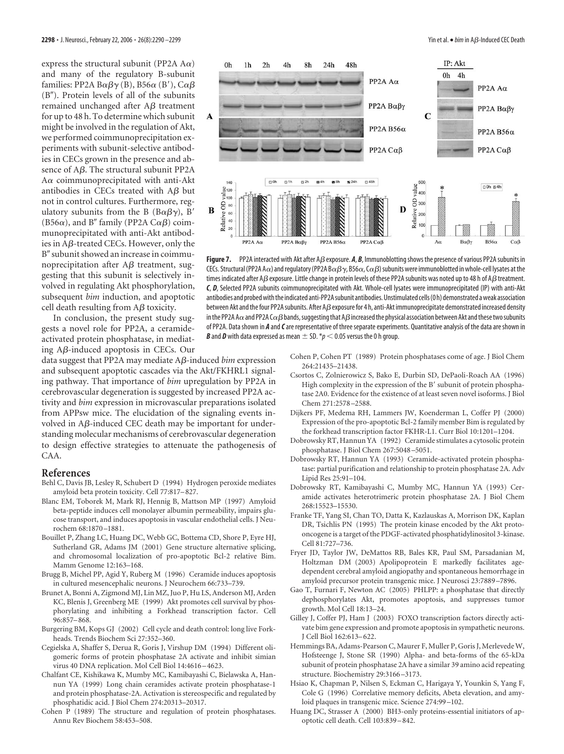express the structural subunit (PP2A Aα) and many of the regulatory B-subunit families: PP2A Bαβγ (B), B56α (B′), Cαβ (B″). Protein levels of all of the subunits remained unchanged after Aβ treatment for up to 48 h. To determine which subunit might be involved in the regulation of Akt, we performed coimmunoprecipitation experiments with subunit-selective antibodies in CECs grown in the presence and absence of Aβ. The structural subunit PP2A Aα coimmunoprecipitated with anti-Akt antibodies in CECs treated with Aβ but not in control cultures. Furthermore, regulatory subunits from the B (Bαβγ), B′ (B56α), and B″ family (PP2A Cαβ) coimmunoprecipitated with anti-Akt antibodies in Aβ-treated CECs. However, only the B″ subunit showed an increase in coimmunoprecipitation after Aβ treatment, suggesting that this subunit is selectively involved in regulating Akt phosphorylation, subsequent *bim* induction, and apoptotic cell death resulting from Aβ toxicity.

In conclusion, the present study suggests a novel role for PP2A, a ceramide-activated protein phosphatase, in mediating Aβ-induced apoptosis in CECs. Our data suggest that PP2A may mediate Aβ-induced *bim* expression and subsequent apoptotic cascades via the Akt/FKHRL1 signaling pathway. That importance of *bim* upregulation by PP2A in cerebrovascular degeneration is suggested by increased PP2A activity and *bim* expression in microvascular preparations isolated from APPsw mice. The elucidation of the signaling events involved in Aβ-induced CEC death may be important for understanding molecular mechanisms of cerebrovascular degeneration to design effective strategies to attenuate the pathogenesis of CAA.

**Figure 7.** PP2A interacted with Akt after Aβ exposure. ***A***, ***B***, Immunoblotting shows the presence of various PP2A subunits in CECs. Structural (PP2A Aα) and regulatory (PP2A Bαβγ, B56α, Cαβ) subunits were immunoblotted in whole-cell lysates at the times indicated after Aβ exposure. Little change in protein levels of these PP2A subunits was noted up to 48 h of Aβ treatment. ***C***, ***D***, Selected PP2A subunits coimmunoprecipitated with Akt. Whole-cell lysates were immunoprecipitated (IP) with anti-Akt antibodies and probed with the indicated anti-PP2A subunit antibodies. Unstimulated cells (0 h) demonstrated a weak association between Akt and the four PP2A subunits. After Aβ exposure for 4 h, anti-Akt immunoprecipitate demonstrated increased density in the PP2A Aα and PP2A Cαβ bands, suggesting that Aβ increased the physical association between Akt and these two subunits of PP2A. Data shown in ***A*** and ***C*** are representative of three separate experiments. Quantitative analysis of the data are shown in ***B*** and ***D*** with data expressed as mean ± SD. $*p < 0.05$ versus the 0 h group.

## References

Behl C, Davis JB, Lesley R, Schubert D (1994) Hydrogen peroxide mediates amyloid beta protein toxicity. Cell 77:817–827.

Blanc EM, Toborek M, Mark RJ, Hennig B, Mattson MP (1997) Amyloid beta-peptide induces cell monolayer albumin permeability, impairs glucose transport, and induces apoptosis in vascular endothelial cells. J Neurochem 68:1870–1881.

Bouillet P, Zhang LC, Huang DC, Webb GC, Bottema CD, Shore P, Eyre HJ, Sutherland GR, Adams JM (2001) Gene structure alternative splicing, and chromosomal localization of pro-apoptotic Bcl-2 relative Bim. Mamm Genome 12:163–168.

Brugg B, Michel PP, Agid Y, Ruberg M (1996) Ceramide induces apoptosis in cultured mesencephalic neurons. J Neurochem 66:733–739.

Brunet A, Bonni A, Zigmond MJ, Lin MZ, Juo P, Hu LS, Anderson MJ, Arden KC, Blenis J, Greenberg ME (1999) Akt promotes cell survival by phosphorylating and inhibiting a Forkhead transcription factor. Cell 96:857–868.

Burgering BM, Kops GJ (2002) Cell cycle and death control: long live Forkheads. Trends Biochem Sci 27:352–360.

Cegielska A, Shaffer S, Derua R, Goris J, Virshup DM (1994) Different oligomeric forms of protein phosphatase 2A activate and inhibit simian virus 40 DNA replication. Mol Cell Biol 14:4616–4623.

Chalfant CE, Kishikawa K, Mumby MC, Kamibayashi C, Bielawska A, Hannun YA (1999) Long chain ceramides activate protein phosphatase-1 and protein phosphatase-2A. Activation is stereospecific and regulated by phosphatidic acid. J Biol Chem 274:20313–20317.

Cohen P (1989) The structure and regulation of protein phosphatases. Annu Rev Biochem 58:453–508.

Cohen P, Cohen PT (1989) Protein phosphatases come of age. J Biol Chem 264:21435–21438.

Csortos C, Zolnierowicz S, Bako E, Durbin SD, DePaoli-Roach AA (1996) High complexity in the expression of the B′ subunit of protein phosphatase 2A0. Evidence for the existence of at least seven novel isoforms. J Biol Chem 271:2578–2588.

Dijkers PF, Medema RH, Lammers JW, Koenderman L, Coffer PJ (2000) Expression of the pro-apoptotic Bcl-2 family member Bim is regulated by the forkhead transcription factor FKHR-L1. Curr Biol 10:1201–1204.

Dobrowsky RT, Hannun YA (1992) Ceramide stimulates a cytosolic protein phosphatase. J Biol Chem 267:5048–5051.

Dobrowsky RT, Hannun YA (1993) Ceramide-activated protein phosphatase: partial purification and relationship to protein phosphatase 2A. Adv Lipid Res 25:91–104.

Dobrowsky RT, Kamibayashi C, Mumby MC, Hannun YA (1993) Ceramide activates heterotrimeric protein phosphatase 2A. J Biol Chem 268:15523–15530.

Franke TF, Yang SI, Chan TO, Datta K, Kazlauskas A, Morrison DK, Kaplan DR, Tsichlis PN (1995) The protein kinase encoded by the Akt proto-oncogene is a target of the PDGF-activated phosphatidylinositol 3-kinase. Cell 81:727–736.

Fryer JD, Taylor JW, DeMattos RB, Bales KR, Paul SM, Parsadanian M, Holtzman DM (2003) Apolipoprotein E markedly facilitates age-dependent cerebral amyloid angiopathy and spontaneous hemorrhage in amyloid precursor protein transgenic mice. J Neurosci 23:7889–7896.

Gao T, Furnari F, Newton AC (2005) PHLPP: a phosphatase that directly dephosphorylates Akt, promotes apoptosis, and suppresses tumor growth. Mol Cell 18:13–24.

Gilley J, Coffer PJ, Ham J (2003) FOXO transcription factors directly activate bim gene expression and promote apoptosis in sympathetic neurons. J Cell Biol 162:613–622.

Hemmings BA, Adams-Pearson C, Maurer F, Muller P, Goris J, Merlevede W, Hofsteenge J, Stone SR (1990) Alpha- and beta-forms of the 65-kDa subunit of protein phosphatase 2A have a similar 39 amino acid repeating structure. Biochemistry 29:3166–3173.

Hsiao K, Chapman P, Nilsen S, Eckman C, Harigaya Y, Younkin S, Yang F, Cole G (1996) Correlative memory deficits, Abeta elevation, and amyloid plaques in transgenic mice. Science 274:99–102.

Huang DC, Strasser A (2000) BH3-only proteins-essential initiators of apoptotic cell death. Cell 103:839–842.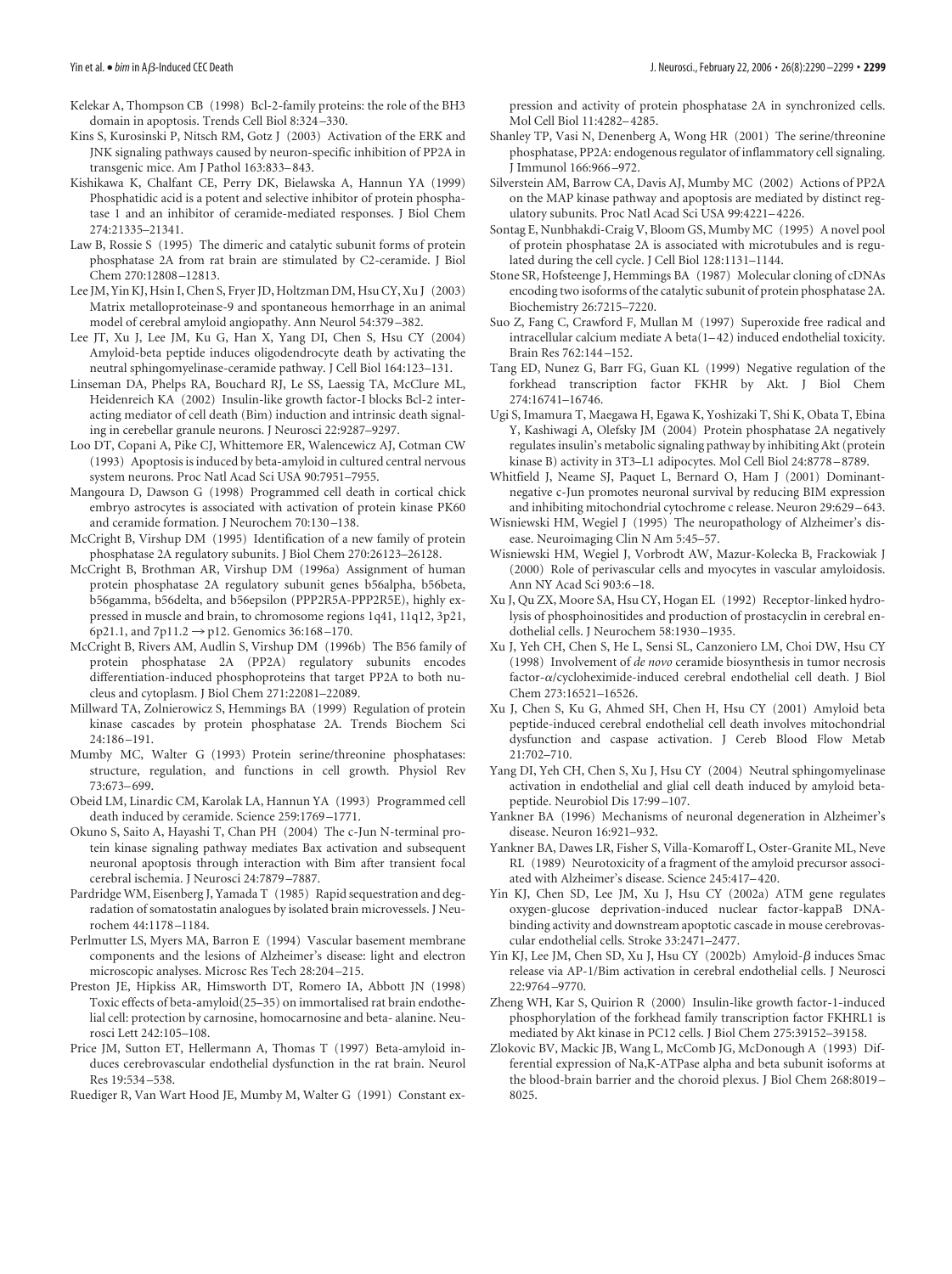Kelekar A, Thompson CB (1998) Bcl-2-family proteins: the role of the BH3 domain in apoptosis. Trends Cell Biol 8:324–330.

Kins S, Kurosinski P, Nitsch RM, Gotz J (2003) Activation of the ERK and JNK signaling pathways caused by neuron-specific inhibition of PP2A in transgenic mice. Am J Pathol 163:833–843.

Kishikawa K, Chalfant CE, Perry DK, Bielawska A, Hannun YA (1999) Phosphatidic acid is a potent and selective inhibitor of protein phosphatase 1 and an inhibitor of ceramide-mediated responses. J Biol Chem 274:21335–21341.

Law B, Rossie S (1995) The dimeric and catalytic subunit forms of protein phosphatase 2A from rat brain are stimulated by C2-ceramide. J Biol Chem 270:12808–12813.

Lee JM, Yin KJ, Hsin I, Chen S, Fryer JD, Holtzman DM, Hsu CY, Xu J (2003) Matrix metalloproteinase-9 and spontaneous hemorrhage in an animal model of cerebral amyloid angiopathy. Ann Neurol 54:379–382.

Lee JT, Xu J, Lee JM, Ku G, Han X, Yang DI, Chen S, Hsu CY (2004) Amyloid-beta peptide induces oligodendrocyte death by activating the neutral sphingomyelinase-ceramide pathway. J Cell Biol 164:123–131.

Linseman DA, Phelps RA, Bouchard RJ, Le SS, Laessig TA, McClure ML, Heidenreich KA (2002) Insulin-like growth factor-I blocks Bcl-2 interacting mediator of cell death (Bim) induction and intrinsic death signaling in cerebellar granule neurons. J Neurosci 22:9287–9297.

Loo DT, Copani A, Pike CJ, Whittemore ER, Walencewicz AJ, Cotman CW (1993) Apoptosis is induced by beta-amyloid in cultured central nervous system neurons. Proc Natl Acad Sci USA 90:7951–7955.

Mangoura D, Dawson G (1998) Programmed cell death in cortical chick embryo astrocytes is associated with activation of protein kinase PK60 and ceramide formation. J Neurochem 70:130–138.

McCright B, Virshup DM (1995) Identification of a new family of protein phosphatase 2A regulatory subunits. J Biol Chem 270:26123–26128.

McCright B, Brothman AR, Virshup DM (1996a) Assignment of human protein phosphatase 2A regulatory subunit genes b56alpha, b56beta, b56gamma, b56delta, and b56epsilon (PPP2R5A-PPP2R5E), highly expressed in muscle and brain, to chromosome regions 1q41, 11q12, 3p21, 6p21.1, and 7p11.2 → p12. Genomics 36:168–170.

McCright B, Rivers AM, Audlin S, Virshup DM (1996b) The B56 family of protein phosphatase 2A (PP2A) regulatory subunits encodes differentiation-induced phosphoproteins that target PP2A to both nucleus and cytoplasm. J Biol Chem 271:22081–22089.

Millward TA, Zolnierowicz S, Hemmings BA (1999) Regulation of protein kinase cascades by protein phosphatase 2A. Trends Biochem Sci 24:186–191.

Mumby MC, Walter G (1993) Protein serine/threonine phosphatases: structure, regulation, and functions in cell growth. Physiol Rev 73:673–699.

Obeid LM, Linardic CM, Karolak LA, Hannun YA (1993) Programmed cell death induced by ceramide. Science 259:1769–1771.

Okuno S, Saito A, Hayashi T, Chan PH (2004) The c-Jun N-terminal protein kinase signaling pathway mediates Bax activation and subsequent neuronal apoptosis through interaction with Bim after transient focal cerebral ischemia. J Neurosci 24:7879–7887.

Pardridge WM, Eisenberg J, Yamada T (1985) Rapid sequestration and degradation of somatostatin analogues by isolated brain microvessels. J Neurochem 44:1178–1184.

Perlmutter LS, Myers MA, Barron E (1994) Vascular basement membrane components and the lesions of Alzheimer's disease: light and electron microscopic analyses. Microsc Res Tech 28:204–215.

Preston JE, Hipkiss AR, Himsworth DT, Romero IA, Abbott JN (1998) Toxic effects of beta-amyloid(25–35) on immortalised rat brain endothelial cell: protection by carnosine, homocarnosine and beta- alanine. Neurosci Lett 242:105–108.

Price JM, Sutton ET, Hellermann A, Thomas T (1997) Beta-amyloid induces cerebrovascular endothelial dysfunction in the rat brain. Neurol Res 19:534–538.

Ruediger R, Van Wart Hood JE, Mumby M, Walter G (1991) Constant expression and activity of protein phosphatase 2A in synchronized cells. Mol Cell Biol 11:4282–4285.

Shanley TP, Vasi N, Denenberg A, Wong HR (2001) The serine/threonine phosphatase, PP2A: endogenous regulator of inflammatory cell signaling. J Immunol 166:966–972.

Silverstein AM, Barrow CA, Davis AJ, Mumby MC (2002) Actions of PP2A on the MAP kinase pathway and apoptosis are mediated by distinct regulatory subunits. Proc Natl Acad Sci USA 99:4221–4226.

Sontag E, Nunbhakdi-Craig V, Bloom GS, Mumby MC (1995) A novel pool of protein phosphatase 2A is associated with microtubules and is regulated during the cell cycle. J Cell Biol 128:1131–1144.

Stone SR, Hofsteenge J, Hemmings BA (1987) Molecular cloning of cDNAs encoding two isoforms of the catalytic subunit of protein phosphatase 2A. Biochemistry 26:7215–7220.

Suo Z, Fang C, Crawford F, Mullan M (1997) Superoxide free radical and intracellular calcium mediate A beta(1–42) induced endothelial toxicity. Brain Res 762:144–152.

Tang ED, Nunez G, Barr FG, Guan KL (1999) Negative regulation of the forkhead transcription factor FKHR by Akt. J Biol Chem 274:16741–16746.

Ugi S, Imamura T, Maegawa H, Egawa K, Yoshizaki T, Shi K, Obata T, Ebina Y, Kashiwagi A, Olefsky JM (2004) Protein phosphatase 2A negatively regulates insulin's metabolic signaling pathway by inhibiting Akt (protein kinase B) activity in 3T3–L1 adipocytes. Mol Cell Biol 24:8778–8789.

Whitfield J, Neame SJ, Paquet L, Bernard O, Ham J (2001) Dominant-negative c-Jun promotes neuronal survival by reducing BIM expression and inhibiting mitochondrial cytochrome c release. Neuron 29:629–643.

Wisniewski HM, Wegiel J (1995) The neuropathology of Alzheimer's disease. Neuroimaging Clin N Am 5:45–57.

Wisniewski HM, Wegiel J, Vorbrodt AW, Mazur-Kolecka B, Frackowiak J (2000) Role of perivascular cells and myocytes in vascular amyloidosis. Ann NY Acad Sci 903:6–18.

Xu J, Qu ZX, Moore SA, Hsu CY, Hogan EL (1992) Receptor-linked hydrolysis of phosphoinositides and production of prostacyclin in cerebral endothelial cells. J Neurochem 58:1930–1935.

Xu J, Yeh CH, Chen S, He L, Sensi SL, Canzoniero LM, Choi DW, Hsu CY (1998) Involvement of *de novo* ceramide biosynthesis in tumor necrosis factor-α/cycloheximide-induced cerebral endothelial cell death. J Biol Chem 273:16521–16526.

Xu J, Chen S, Ku G, Ahmed SH, Chen H, Hsu CY (2001) Amyloid beta peptide-induced cerebral endothelial cell death involves mitochondrial dysfunction and caspase activation. J Cereb Blood Flow Metab 21:702–710.

Yang DI, Yeh CH, Chen S, Xu J, Hsu CY (2004) Neutral sphingomyelinase activation in endothelial and glial cell death induced by amyloid beta-peptide. Neurobiol Dis 17:99–107.

Yankner BA (1996) Mechanisms of neuronal degeneration in Alzheimer's disease. Neuron 16:921–932.

Yankner BA, Dawes LR, Fisher S, Villa-Komaroff L, Oster-Granite ML, Neve RL (1989) Neurotoxicity of a fragment of the amyloid precursor associated with Alzheimer's disease. Science 245:417–420.

Yin KJ, Chen SD, Lee JM, Xu J, Hsu CY (2002a) ATM gene regulates oxygen-glucose deprivation-induced nuclear factor-kappaB DNA-binding activity and downstream apoptotic cascade in mouse cerebrovascular endothelial cells. Stroke 33:2471–2477.

Yin KJ, Lee JM, Chen SD, Xu J, Hsu CY (2002b) Amyloid-β induces Smac release via AP-1/Bim activation in cerebral endothelial cells. J Neurosci 22:9764–9770.

Zheng WH, Kar S, Quirion R (2000) Insulin-like growth factor-1-induced phosphorylation of the forkhead family transcription factor FKHRL1 is mediated by Akt kinase in PC12 cells. J Biol Chem 275:39152–39158.

Zlokovic BV, Mackic JB, Wang L, McComb JG, McDonough A (1993) Differential expression of Na,K-ATPase alpha and beta subunit isoforms at the blood-brain barrier and the choroid plexus. J Biol Chem 268:8019–8025.